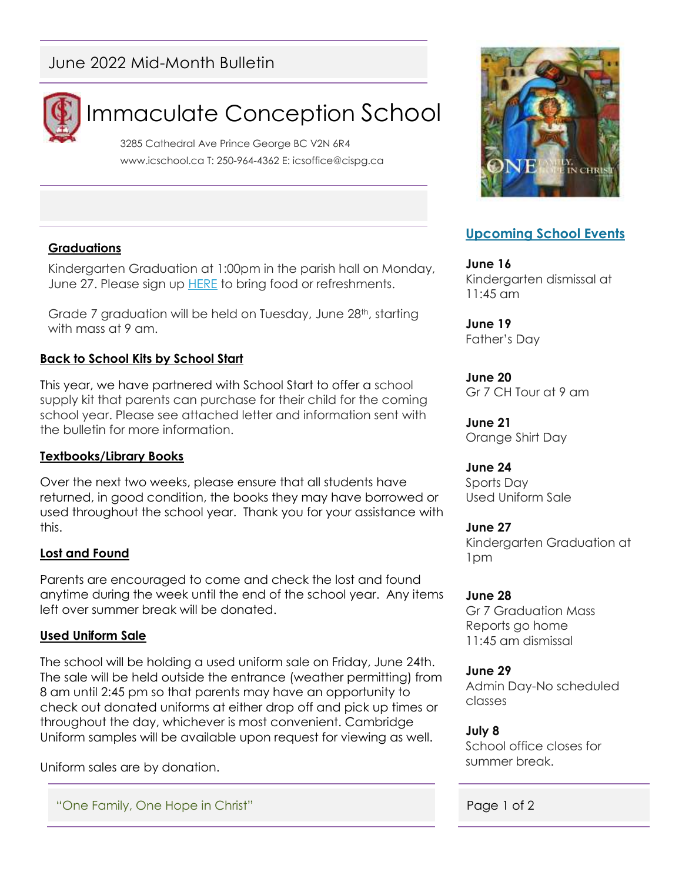June 2022 Mid-Month Bulletin

# Immaculate Conception School

3285 Cathedral Ave Prince George BC V2N 6R4
www.icschool.ca T: 250-964-4362 E: icsoffice@cispg.ca

## Graduations

Kindergarten Graduation at 1:00pm in the parish hall on Monday, June 27. Please sign up HERE to bring food or refreshments.

Grade 7 graduation will be held on Tuesday, June 28th, starting with mass at 9 am.

## Back to School Kits by School Start

This year, we have partnered with School Start to offer a school supply kit that parents can purchase for their child for the coming school year. Please see attached letter and information sent with the bulletin for more information.

## Textbooks/Library Books

Over the next two weeks, please ensure that all students have returned, in good condition, the books they may have borrowed or used throughout the school year. Thank you for your assistance with this.

## Lost and Found

Parents are encouraged to come and check the lost and found anytime during the week until the end of the school year. Any items left over summer break will be donated.

## Used Uniform Sale

The school will be holding a used uniform sale on Friday, June 24th. The sale will be held outside the entrance (weather permitting) from 8 am until 2:45 pm so that parents may have an opportunity to check out donated uniforms at either drop off and pick up times or throughout the day, whichever is most convenient. Cambridge Uniform samples will be available upon request for viewing as well.

Uniform sales are by donation.

## Upcoming School Events

**June 16**
Kindergarten dismissal at 11:45 am

**June 19**
Father's Day

**June 20**
Gr 7 CH Tour at 9 am

**June 21**
Orange Shirt Day

**June 24**
Sports Day
Used Uniform Sale

**June 27**
Kindergarten Graduation at 1pm

**June 28**
Gr 7 Graduation Mass
Reports go home
11:45 am dismissal

**June 29**
Admin Day-No scheduled classes

**July 8**
School office closes for summer break.

"One Family, One Hope in Christ"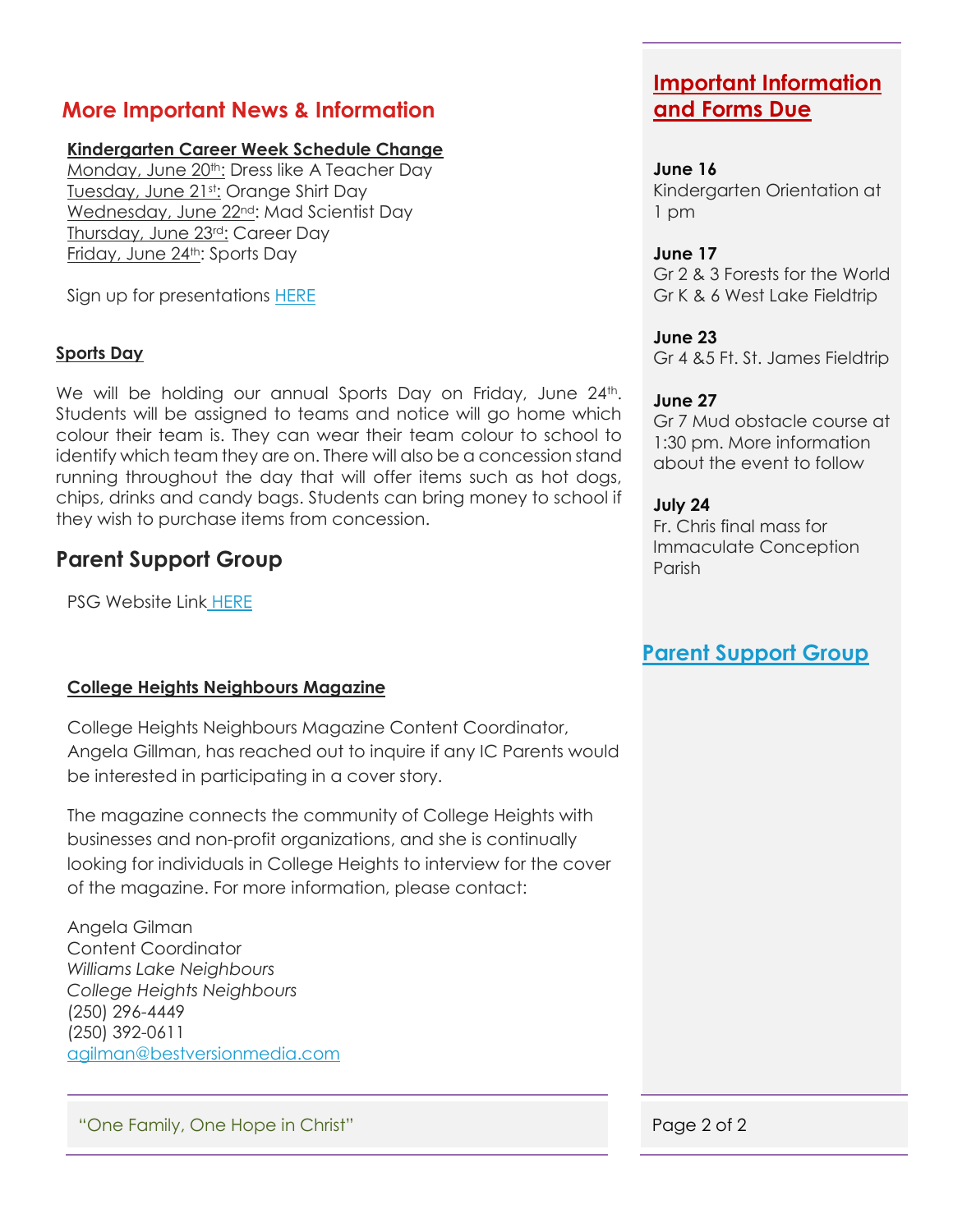## More Important News & Information

**Kindergarten Career Week Schedule Change**

Monday, June 20th: Dress like A Teacher Day
Tuesday, June 21st: Orange Shirt Day
Wednesday, June 22nd: Mad Scientist Day
Thursday, June 23rd: Career Day
Friday, June 24th: Sports Day

Sign up for presentations HERE

**Sports Day**

We will be holding our annual Sports Day on Friday, June 24th. Students will be assigned to teams and notice will go home which colour their team is. They can wear their team colour to school to identify which team they are on. There will also be a concession stand running throughout the day that will offer items such as hot dogs, chips, drinks and candy bags. Students can bring money to school if they wish to purchase items from concession.

## Parent Support Group

PSG Website Link HERE

**College Heights Neighbours Magazine**

College Heights Neighbours Magazine Content Coordinator, Angela Gillman, has reached out to inquire if any IC Parents would be interested in participating in a cover story.

The magazine connects the community of College Heights with businesses and non-profit organizations, and she is continually looking for individuals in College Heights to interview for the cover of the magazine. For more information, please contact:

Angela Gilman
Content Coordinator
*Williams Lake Neighbours*
*College Heights Neighbours*
(250) 296-4449
(250) 392-0611
agilman@bestversionmedia.com

"One Family, One Hope in Christ"

## Important Information and Forms Due

**June 16**
Kindergarten Orientation at 1 pm

**June 17**
Gr 2 & 3 Forests for the World
Gr K & 6 West Lake Fieldtrip

**June 23**
Gr 4 &5 Ft. St. James Fieldtrip

**June 27**
Gr 7 Mud obstacle course at 1:30 pm. More information about the event to follow

**July 24**
Fr. Chris final mass for Immaculate Conception Parish

## Parent Support Group